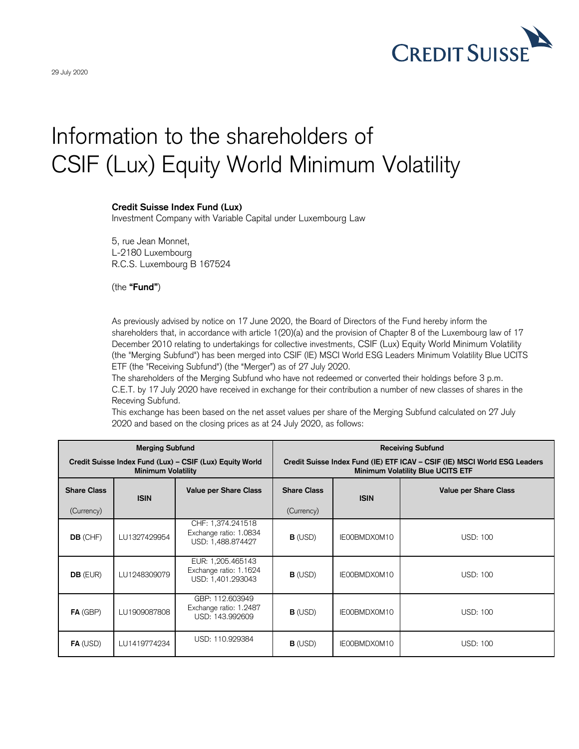29 July 2020

# Information to the shareholders of CSIF (Lux) Equity World Minimum Volatility

**Credit Suisse Index Fund (Lux)**
Investment Company with Variable Capital under Luxembourg Law

5, rue Jean Monnet,
L-2180 Luxembourg
R.C.S. Luxembourg B 167524

(the **"Fund"**)

As previously advised by notice on 17 June 2020, the Board of Directors of the Fund hereby inform the shareholders that, in accordance with article 1(20)(a) and the provision of Chapter 8 of the Luxembourg law of 17 December 2010 relating to undertakings for collective investments, CSIF (Lux) Equity World Minimum Volatility (the "Merging Subfund") has been merged into CSIF (IE) MSCI World ESG Leaders Minimum Volatility Blue UCITS ETF (the "Receiving Subfund") (the "Merger") as of 27 July 2020.

The shareholders of the Merging Subfund who have not redeemed or converted their holdings before 3 p.m. C.E.T. by 17 July 2020 have received in exchange for their contribution a number of new classes of shares in the Receving Subfund.

This exchange has been based on the net asset values per share of the Merging Subfund calculated on 27 July 2020 and based on the closing prices as at 24 July 2020, as follows:

| **Merging Subfund** Credit Suisse Index Fund (Lux) – CSIF (Lux) Equity World Minimum Volatility | | | **Receiving Subfund** Credit Suisse Index Fund (IE) ETF ICAV – CSIF (IE) MSCI World ESG Leaders Minimum Volatility Blue UCITS ETF | | |
|---|---|---|---|---|---|
| **Share Class** (Currency) | **ISIN** | **Value per Share Class** | **Share Class** (Currency) | **ISIN** | **Value per Share Class** |
| **DB** (CHF) | LU1327429954 | CHF: 1,374.241518 Exchange ratio: 1.0834 USD: 1,488.874427 | **B** (USD) | IE00BMDX0M10 | USD: 100 |
| **DB** (EUR) | LU1248309079 | EUR: 1,205.465143 Exchange ratio: 1.1624 USD: 1,401.293043 | **B** (USD) | IE00BMDX0M10 | USD: 100 |
| **FA** (GBP) | LU1909087808 | GBP: 112.603949 Exchange ratio: 1.2487 USD: 143.992609 | **B** (USD) | IE00BMDX0M10 | USD: 100 |
| **FA** (USD) | LU1419774234 | USD: 110.929384 | **B** (USD) | IE00BMDX0M10 | USD: 100 |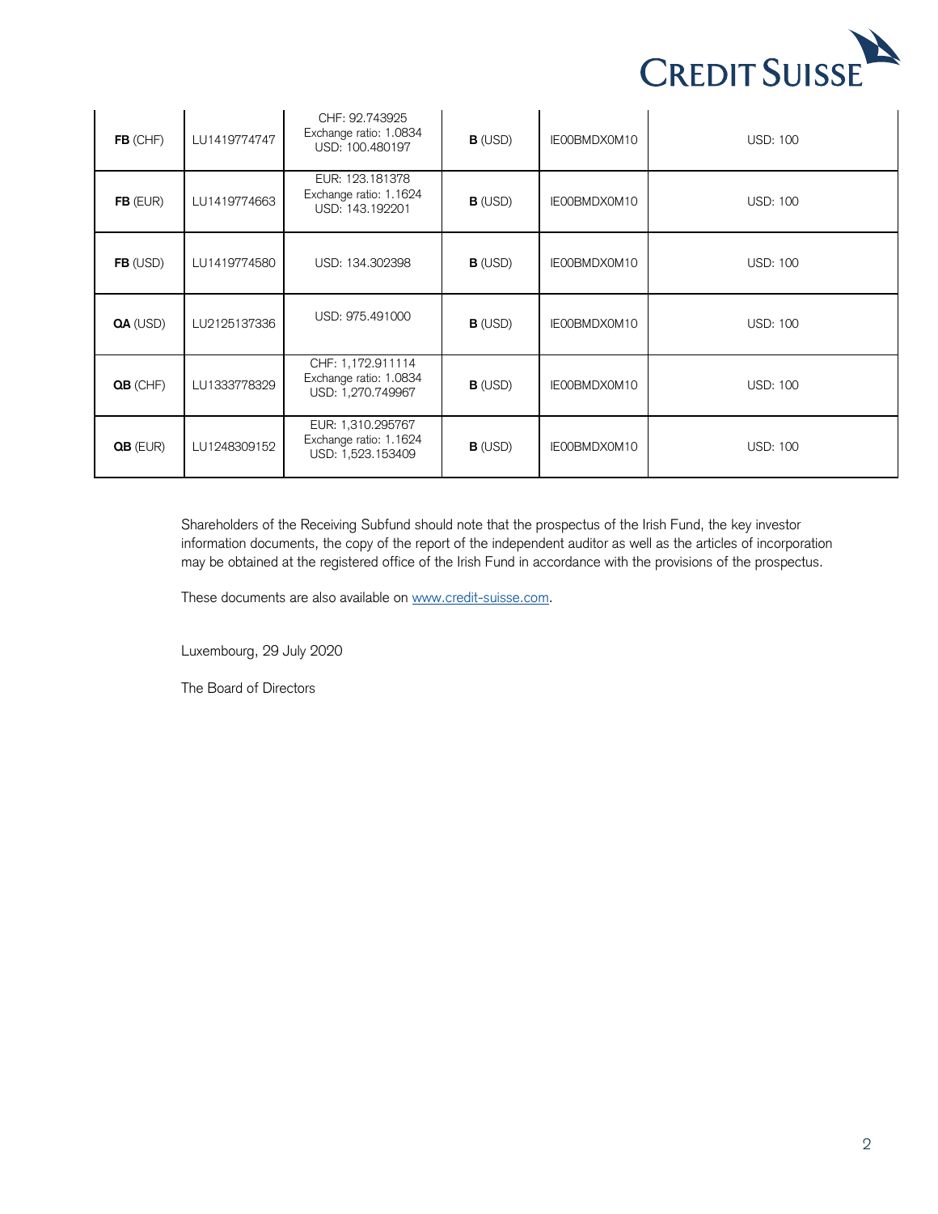| | | | | | |
|---|---|---|---|---|---|
| **FB** (CHF) | LU1419774747 | CHF: 92.743925<br>Exchange ratio: 1.0834<br>USD: 100.480197 | **B** (USD) | IE00BMDX0M10 | USD: 100 |
| **FB** (EUR) | LU1419774663 | EUR: 123.181378<br>Exchange ratio: 1.1624<br>USD: 143.192201 | **B** (USD) | IE00BMDX0M10 | USD: 100 |
| **FB** (USD) | LU1419774580 | USD: 134.302398 | **B** (USD) | IE00BMDX0M10 | USD: 100 |
| **QA** (USD) | LU2125137336 | USD: 975.491000 | **B** (USD) | IE00BMDX0M10 | USD: 100 |
| **QB** (CHF) | LU1333778329 | CHF: 1,172.911114<br>Exchange ratio: 1.0834<br>USD: 1,270.749967 | **B** (USD) | IE00BMDX0M10 | USD: 100 |
| **QB** (EUR) | LU1248309152 | EUR: 1,310.295767<br>Exchange ratio: 1.1624<br>USD: 1,523.153409 | **B** (USD) | IE00BMDX0M10 | USD: 100 |

Shareholders of the Receiving Subfund should note that the prospectus of the Irish Fund, the key investor information documents, the copy of the report of the independent auditor as well as the articles of incorporation may be obtained at the registered office of the Irish Fund in accordance with the provisions of the prospectus.

These documents are also available on www.credit-suisse.com.

Luxembourg, 29 July 2020

The Board of Directors